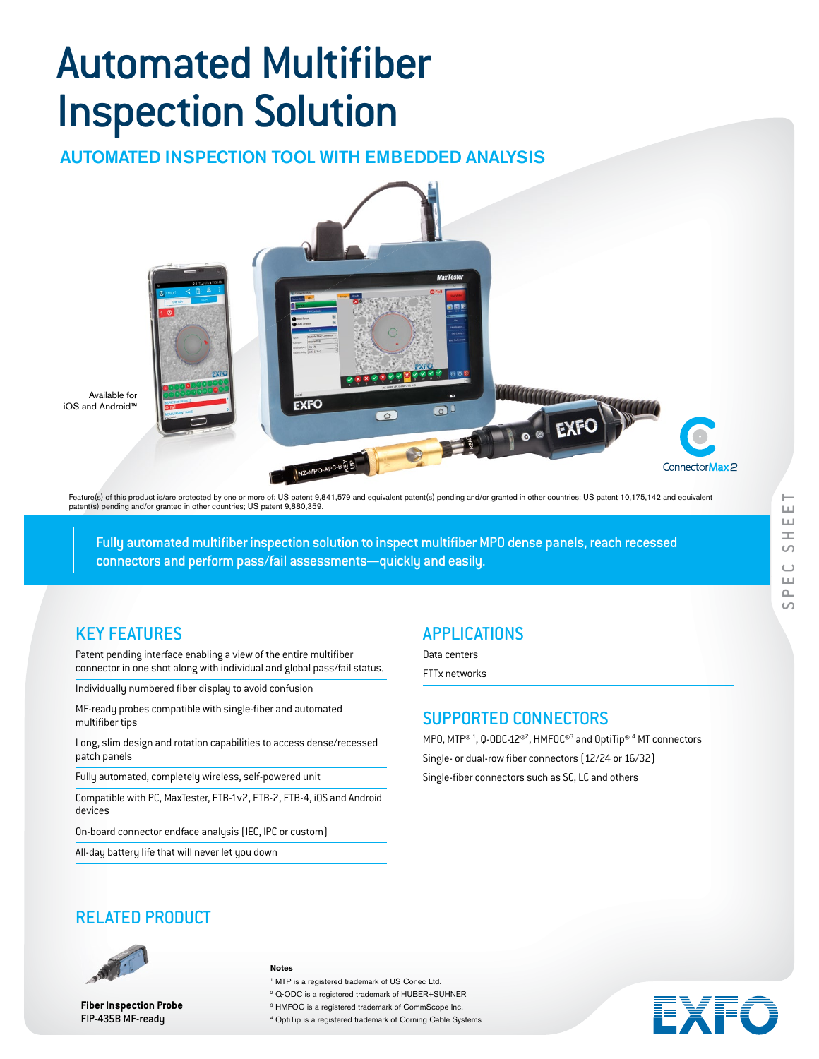# Automated Multifiber Inspection Solution

## AUTOMATED INSPECTION TOOL WITH EMBEDDED ANALYSIS

Available for iOS and Android™

ConnectorMax2

Feature(s) of this product is/are protected by one or more of: US patent 9,841,579 and equivalent patent(s) pending and/or granted in other countries; US patent 10,175,142 and equivalent patent(s) pending and/or granted in other countries; US patent 9,880,359.

Fully automated multifiber inspection solution to inspect multifiber MPO dense panels, reach recessed connectors and perform pass/fail assessments—quickly and easily.

## KEY FEATURES

- Patent pending interface enabling a view of the entire multifiber connector in one shot along with individual and global pass/fail status.
- Individually numbered fiber display to avoid confusion
- MF-ready probes compatible with single-fiber and automated multifiber tips
- Long, slim design and rotation capabilities to access dense/recessed patch panels
- Fully automated, completely wireless, self-powered unit
- Compatible with PC, MaxTester, FTB-1v2, FTB-2, FTB-4, iOS and Android devices
- On-board connector endface analysis (IEC, IPC or custom)
- All-day battery life that will never let you down

## APPLICATIONS

- Data centers
- FTTx networks

## SUPPORTED CONNECTORS

- MPO, MTP® [1], Q-ODC-12®[2], HMFOC®[3] and OptiTip® [4] MT connectors
- Single- or dual-row fiber connectors (12/24 or 16/32)
- Single-fiber connectors such as SC, LC and others

## RELATED PRODUCT

**Fiber Inspection Probe**
FIP-435B MF-ready

**Notes**

[1] MTP is a registered trademark of US Conec Ltd.
[2] Q-ODC is a registered trademark of HUBER+SUHNER
[3] HMFOC is a registered trademark of CommScope Inc.
[4] OptiTip is a registered trademark of Corning Cable Systems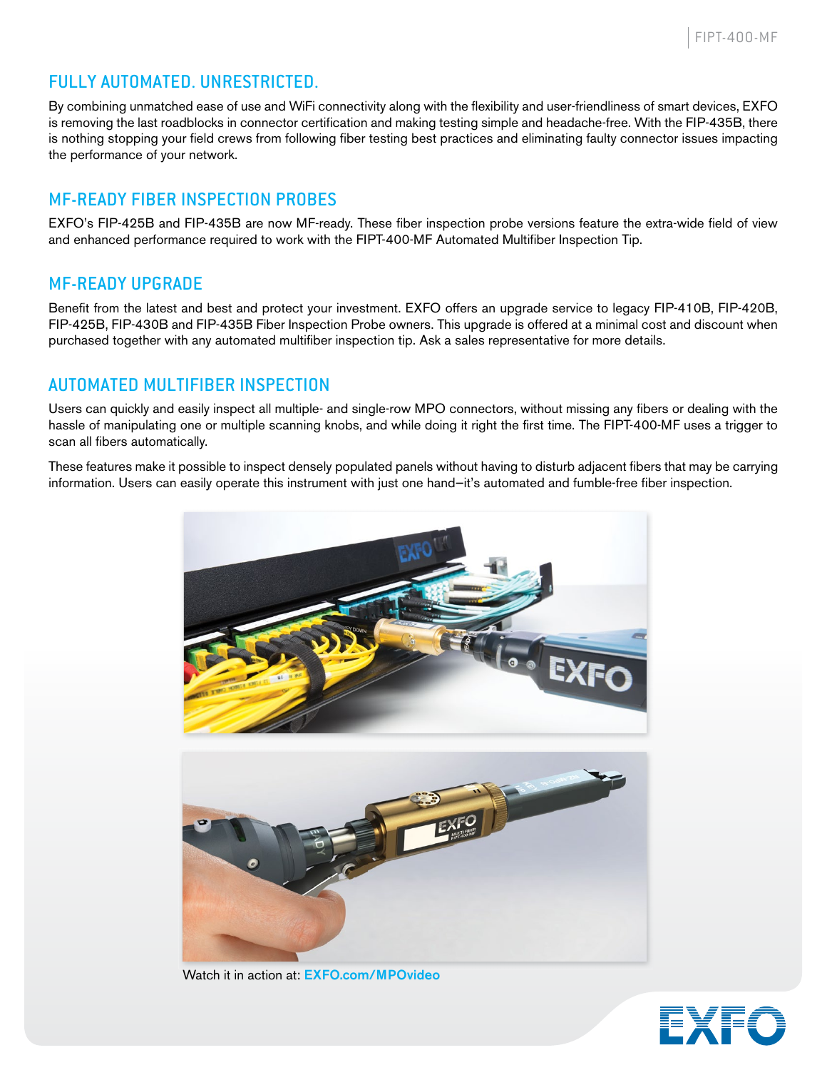## FULLY AUTOMATED. UNRESTRICTED.

By combining unmatched ease of use and WiFi connectivity along with the flexibility and user-friendliness of smart devices, EXFO is removing the last roadblocks in connector certification and making testing simple and headache-free. With the FIP-435B, there is nothing stopping your field crews from following fiber testing best practices and eliminating faulty connector issues impacting the performance of your network.

## MF-READY FIBER INSPECTION PROBES

EXFO's FIP-425B and FIP-435B are now MF-ready. These fiber inspection probe versions feature the extra-wide field of view and enhanced performance required to work with the FIPT-400-MF Automated Multifiber Inspection Tip.

## MF-READY UPGRADE

Benefit from the latest and best and protect your investment. EXFO offers an upgrade service to legacy FIP-410B, FIP-420B, FIP-425B, FIP-430B and FIP-435B Fiber Inspection Probe owners. This upgrade is offered at a minimal cost and discount when purchased together with any automated multifiber inspection tip. Ask a sales representative for more details.

## AUTOMATED MULTIFIBER INSPECTION

Users can quickly and easily inspect all multiple- and single-row MPO connectors, without missing any fibers or dealing with the hassle of manipulating one or multiple scanning knobs, and while doing it right the first time. The FIPT-400-MF uses a trigger to scan all fibers automatically.

These features make it possible to inspect densely populated panels without having to disturb adjacent fibers that may be carrying information. Users can easily operate this instrument with just one hand—it's automated and fumble-free fiber inspection.

Watch it in action at: EXFO.com/MPOvideo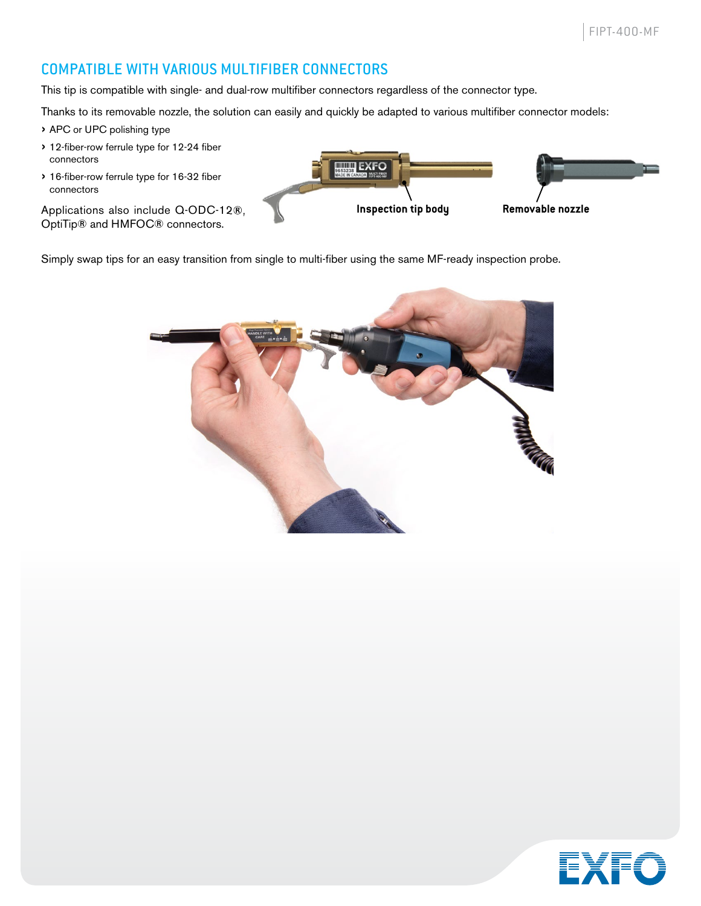## COMPATIBLE WITH VARIOUS MULTIFIBER CONNECTORS

This tip is compatible with single- and dual-row multifiber connectors regardless of the connector type.

Thanks to its removable nozzle, the solution can easily and quickly be adapted to various multifiber connector models:

- APC or UPC polishing type
- 12-fiber-row ferrule type for 12-24 fiber connectors
- 16-fiber-row ferrule type for 16-32 fiber connectors

Applications also include Q-ODC-12®, OptiTip® and HMFOC® connectors.

Inspection tip body

Removable nozzle

Simply swap tips for an easy transition from single to multi-fiber using the same MF-ready inspection probe.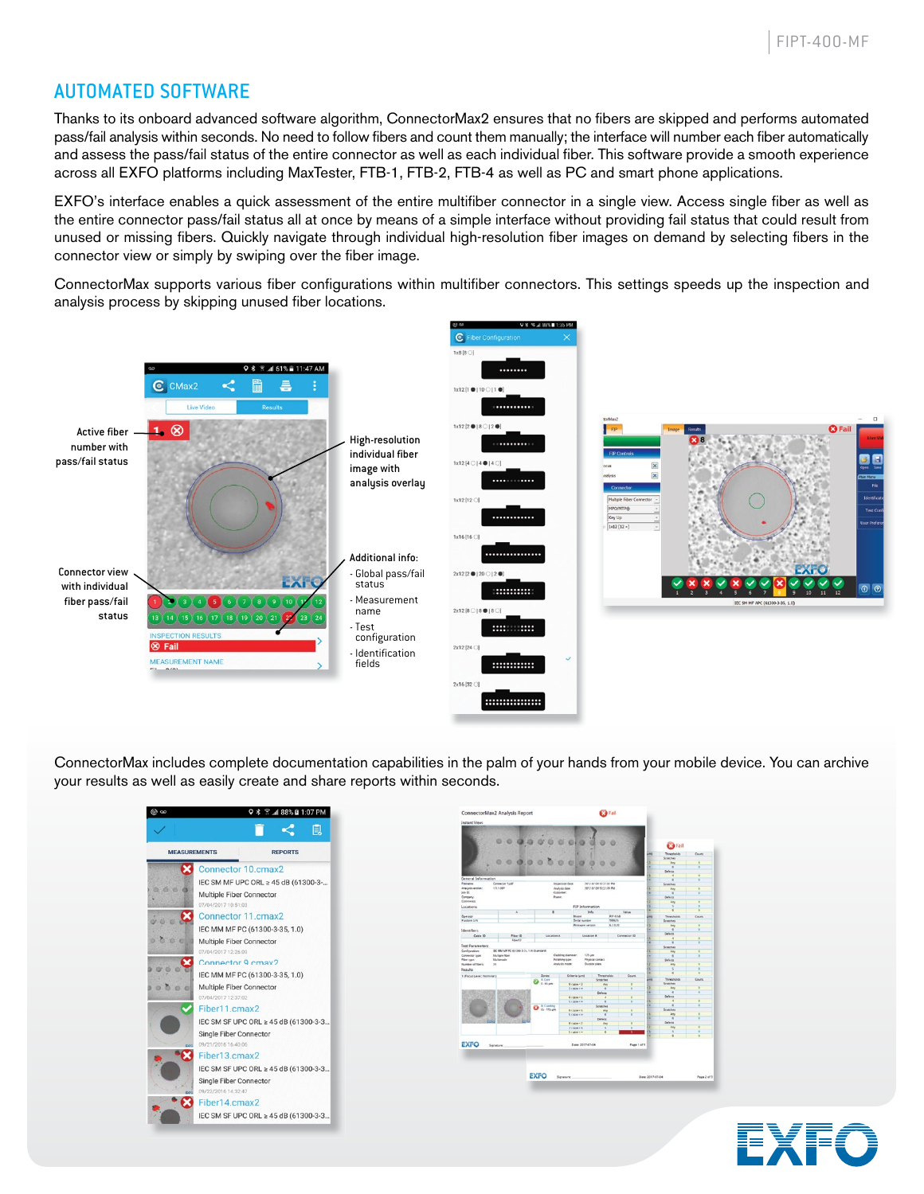## AUTOMATED SOFTWARE

Thanks to its onboard advanced software algorithm, ConnectorMax2 ensures that no fibers are skipped and performs automated pass/fail analysis within seconds. No need to follow fibers and count them manually; the interface will number each fiber automatically and assess the pass/fail status of the entire connector as well as each individual fiber. This software provide a smooth experience across all EXFO platforms including MaxTester, FTB-1, FTB-2, FTB-4 as well as PC and smart phone applications.

EXFO's interface enables a quick assessment of the entire multifiber connector in a single view. Access single fiber as well as the entire connector pass/fail status all at once by means of a simple interface without providing fail status that could result from unused or missing fibers. Quickly navigate through individual high-resolution fiber images on demand by selecting fibers in the connector view or simply by swiping over the fiber image.

ConnectorMax supports various fiber configurations within multifiber connectors. This settings speeds up the inspection and analysis process by skipping unused fiber locations.

Active fiber number with pass/fail status

Connector view with individual fiber pass/fail status

High-resolution individual fiber image with analysis overlay

Additional info:
- Global pass/fail status
- Measurement name
- Test configuration
- Identification fields

ConnectorMax includes complete documentation capabilities in the palm of your hands from your mobile device. You can archive your results as well as easily create and share reports within seconds.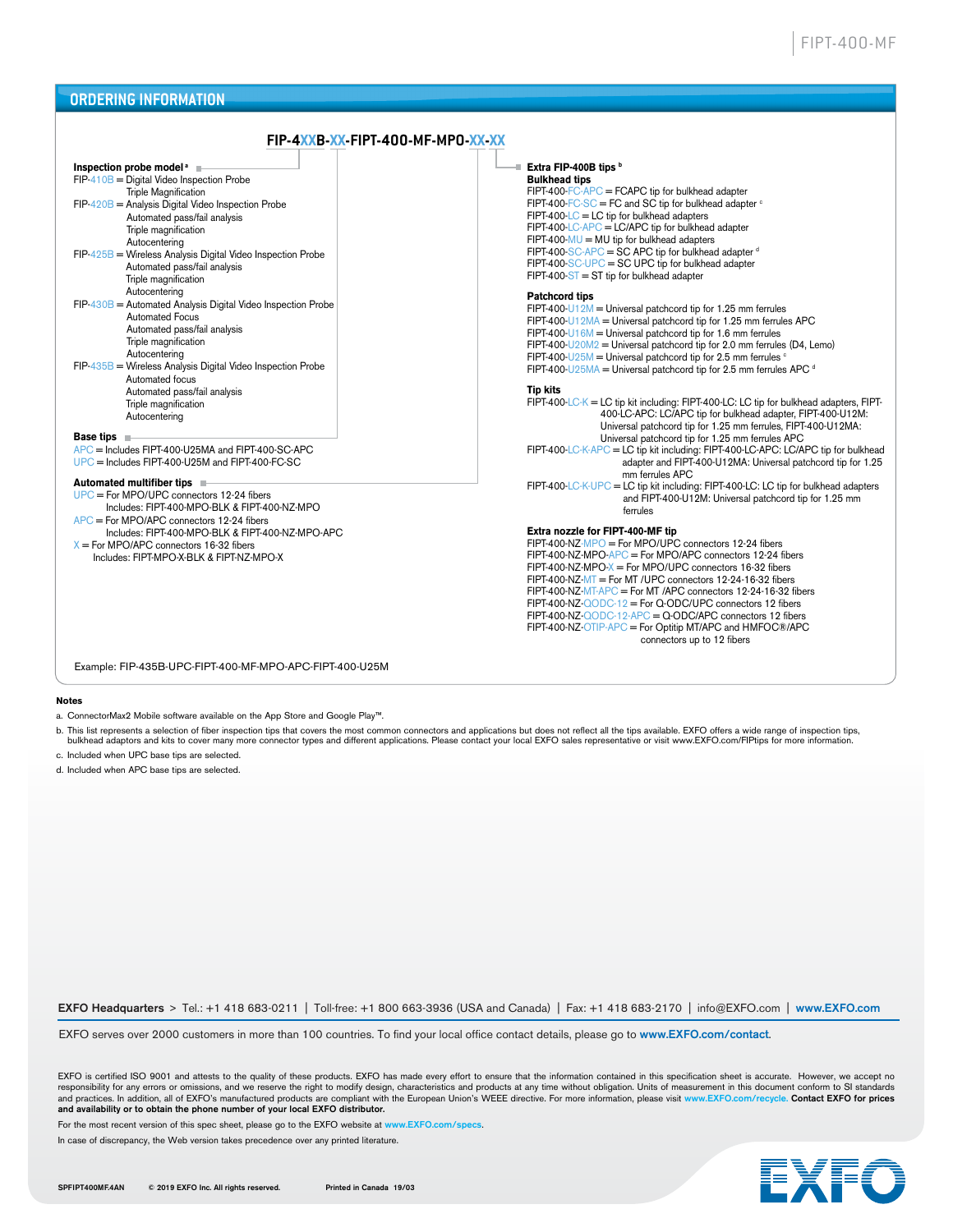## ORDERING INFORMATION

**FIP-4XXB-XX-FIPT-400-MF-MPO-XX-XX**

**Inspection probe model** [a]

FIP-410B = Digital Video Inspection Probe
Triple Magnification

FIP-420B = Analysis Digital Video Inspection Probe
Automated pass/fail analysis
Triple magnification
Autocentering

FIP-425B = Wireless Analysis Digital Video Inspection Probe
Automated pass/fail analysis
Triple magnification
Autocentering

FIP-430B = Automated Analysis Digital Video Inspection Probe
Automated Focus
Automated pass/fail analysis
Triple magnification
Autocentering

FIP-435B = Wireless Analysis Digital Video Inspection Probe
Automated focus
Automated pass/fail analysis
Triple magnification
Autocentering

**Base tips**

APC = Includes FIPT-400-U25MA and FIPT-400-SC-APC
UPC = Includes FIPT-400-U25M and FIPT-400-FC-SC

**Automated multifiber tips**

UPC = For MPO/UPC connectors 12-24 fibers
Includes: FIPT-400-MPO-BLK & FIPT-400-NZ-MPO

APC = For MPO/APC connectors 12-24 fibers
Includes: FIPT-400-MPO-BLK & FIPT-400-NZ-MPO-APC

X = For MPO/APC connectors 16-32 fibers
Includes: FIPT-MPO-X-BLK & FIPT-NZ-MPO-X

**Extra FIP-400B tips** [b]

**Bulkhead tips**

FIPT-400-FC-APC = FCAPC tip for bulkhead adapter
FIPT-400-FC-SC = FC and SC tip for bulkhead adapter [c]
FIPT-400-LC = LC tip for bulkhead adapters
FIPT-400-LC-APC = LC/APC tip for bulkhead adapter
FIPT-400-MU = MU tip for bulkhead adapters
FIPT-400-SC-APC = SC APC tip for bulkhead adapter [d]
FIPT-400-SC-UPC = SC UPC tip for bulkhead adapter
FIPT-400-ST = ST tip for bulkhead adapter

**Patchcord tips**

FIPT-400-U12M = Universal patchcord tip for 1.25 mm ferrules
FIPT-400-U12MA = Universal patchcord tip for 1.25 mm ferrules APC
FIPT-400-U16M = Universal patchcord tip for 1.6 mm ferrules
FIPT-400-U20M2 = Universal patchcord tip for 2.0 mm ferrules (D4, Lemo)
FIPT-400-U25M = Universal patchcord tip for 2.5 mm ferrules [c]
FIPT-400-U25MA = Universal patchcord tip for 2.5 mm ferrules APC [d]

**Tip kits**

FIPT-400-LC-K = LC tip kit including: FIPT-400-LC: LC tip for bulkhead adapters, FIPT-400-LC-APC: LC/APC tip for bulkhead adapter, FIPT-400-U12M: Universal patchcord tip for 1.25 mm ferrules, FIPT-400-U12MA: Universal patchcord tip for 1.25 mm ferrules APC

FIPT-400-LC-K-APC = LC tip kit including: FIPT-400-LC-APC: LC/APC tip for bulkhead adapter and FIPT-400-U12MA: Universal patchcord tip for 1.25 mm ferrules APC

FIPT-400-LC-K-UPC = LC tip kit including: FIPT-400-LC: LC tip for bulkhead adapters and FIPT-400-U12M: Universal patchcord tip for 1.25 mm ferrules

**Extra nozzle for FIPT-400-MF tip**

FIPT-400-NZ-MPO = For MPO/UPC connectors 12-24 fibers
FIPT-400-NZ-MPO-APC = For MPO/APC connectors 12-24 fibers
FIPT-400-NZ-MPO-X = For MPO/UPC connectors 16-32 fibers
FIPT-400-NZ-MT = For MT /UPC connectors 12-24-16-32 fibers
FIPT-400-NZ-MT-APC = For MT /APC connectors 12-24-16-32 fibers
FIPT-400-NZ-QODC-12 = For Q-ODC/UPC connectors 12 fibers
FIPT-400-NZ-QODC-12-APC = Q-ODC/APC connectors 12 fibers
FIPT-400-NZ-OTIP-APC = For Optitip MT/APC and HMFOC®/APC connectors up to 12 fibers

Example: FIP-435B-UPC-FIPT-400-MF-MPO-APC-FIPT-400-U25M

**Notes**

a. ConnectorMax2 Mobile software available on the App Store and Google Play™.

b. This list represents a selection of fiber inspection tips that covers the most common connectors and applications but does not reflect all the tips available. EXFO offers a wide range of inspection tips, bulkhead adaptors and kits to cover many more connector types and different applications. Please contact your local EXFO sales representative or visit www.EXFO.com/FIPtips for more information.

c. Included when UPC base tips are selected.

d. Included when APC base tips are selected.

**EXFO Headquarters** > Tel.: +1 418 683-0211 | Toll-free: +1 800 663-3936 (USA and Canada) | Fax: +1 418 683-2170 | info@EXFO.com | **www.EXFO.com**

EXFO serves over 2000 customers in more than 100 countries. To find your local office contact details, please go to **www.EXFO.com/contact**.

EXFO is certified ISO 9001 and attests to the quality of these products. EXFO has made every effort to ensure that the information contained in this specification sheet is accurate. However, we accept no responsibility for any errors or omissions, and we reserve the right to modify design, characteristics and products at any time without obligation. Units of measurement in this document conform to SI standards and practices. In addition, all of EXFO's manufactured products are compliant with the European Union's WEEE directive. For more information, please visit www.EXFO.com/recycle. **Contact EXFO for prices and availability or to obtain the phone number of your local EXFO distributor.**

For the most recent version of this spec sheet, please go to the EXFO website at www.EXFO.com/specs.

In case of discrepancy, the Web version takes precedence over any printed literature.

SPFIPT400MF.4AN © 2019 EXFO Inc. All rights reserved. Printed in Canada 19/03